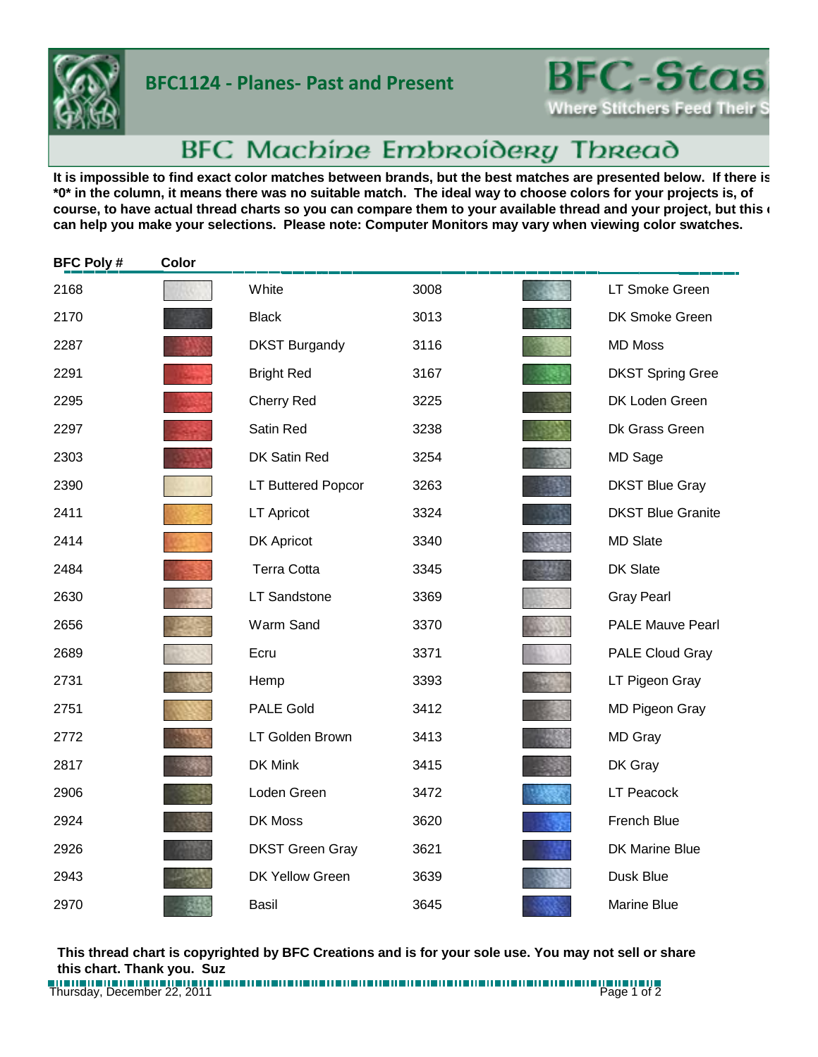# BFC1124 - Planes- Past and Present

BFC-Stas
Where Stitchers Feed Their S

## BFC Machine Embroidery Thread

**It is impossible to find exact color matches between brands, but the best matches are presented below. If there is \*0\* in the column, it means there was no suitable match. The ideal way to choose colors for your projects is, of course, to have actual thread charts so you can compare them to your available thread and your project, but this can help you make your selections. Please note: Computer Monitors may vary when viewing color swatches.**

| BFC Poly # | Color | | BFC Poly # | Color | |
|---|---|---|---|---|---|
| 2168 | | White | 3008 | | LT Smoke Green |
| 2170 | | Black | 3013 | | DK Smoke Green |
| 2287 | | DKST Burgandy | 3116 | | MD Moss |
| 2291 | | Bright Red | 3167 | | DKST Spring Gree |
| 2295 | | Cherry Red | 3225 | | DK Loden Green |
| 2297 | | Satin Red | 3238 | | Dk Grass Green |
| 2303 | | DK Satin Red | 3254 | | MD Sage |
| 2390 | | LT Buttered Popcor | 3263 | | DKST Blue Gray |
| 2411 | | LT Apricot | 3324 | | DKST Blue Granite |
| 2414 | | DK Apricot | 3340 | | MD Slate |
| 2484 | | Terra Cotta | 3345 | | DK Slate |
| 2630 | | LT Sandstone | 3369 | | Gray Pearl |
| 2656 | | Warm Sand | 3370 | | PALE Mauve Pearl |
| 2689 | | Ecru | 3371 | | PALE Cloud Gray |
| 2731 | | Hemp | 3393 | | LT Pigeon Gray |
| 2751 | | PALE Gold | 3412 | | MD Pigeon Gray |
| 2772 | | LT Golden Brown | 3413 | | MD Gray |
| 2817 | | DK Mink | 3415 | | DK Gray |
| 2906 | | Loden Green | 3472 | | LT Peacock |
| 2924 | | DK Moss | 3620 | | French Blue |
| 2926 | | DKST Green Gray | 3621 | | DK Marine Blue |
| 2943 | | DK Yellow Green | 3639 | | Dusk Blue |
| 2970 | | Basil | 3645 | | Marine Blue |

**This thread chart is copyrighted by BFC Creations and is for your sole use. You may not sell or share this chart. Thank you. Suz**

Thursday, December 22, 2011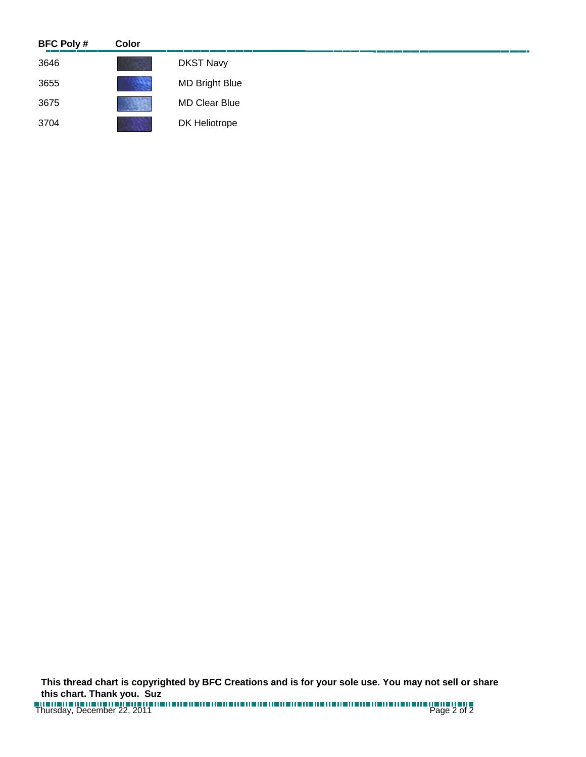| BFC Poly # | Color | |
|---|---|---|
| 3646 | | DKST Navy |
| 3655 | | MD Bright Blue |
| 3675 | | MD Clear Blue |
| 3704 | | DK Heliotrope |

**This thread chart is copyrighted by BFC Creations and is for your sole use. You may not sell or share this chart. Thank you. Suz**

Thursday, December 22, 2011